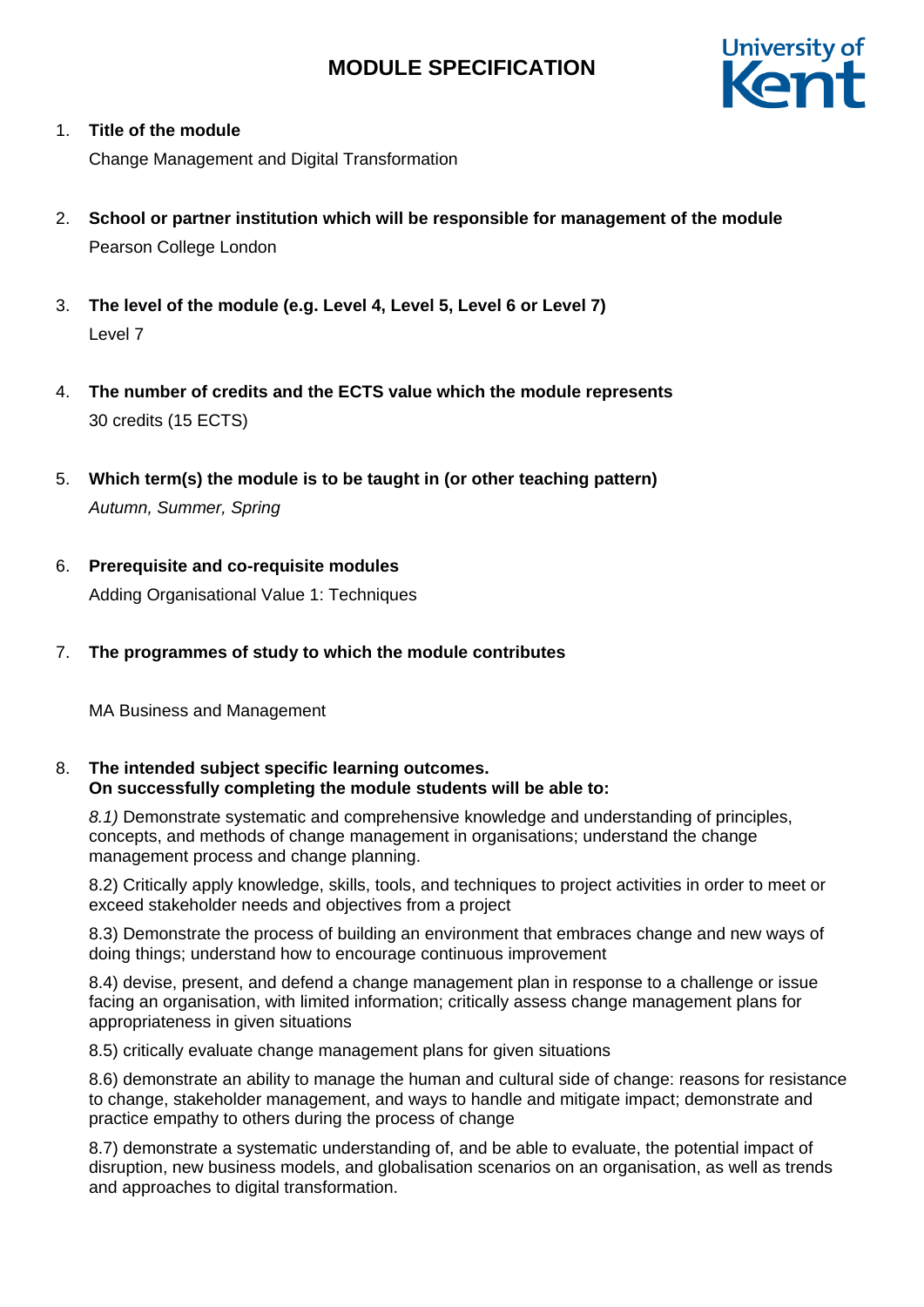# MODULE SPECIFICATION

1. **Title of the module**

   Change Management and Digital Transformation

2. **School or partner institution which will be responsible for management of the module**

   Pearson College London

3. **The level of the module (e.g. Level 4, Level 5, Level 6 or Level 7)**

   Level 7

4. **The number of credits and the ECTS value which the module represents**

   30 credits (15 ECTS)

5. **Which term(s) the module is to be taught in (or other teaching pattern)**

   *Autumn, Summer, Spring*

6. **Prerequisite and co-requisite modules**

   Adding Organisational Value 1: Techniques

7. **The programmes of study to which the module contributes**

   MA Business and Management

8. **The intended subject specific learning outcomes.**
   **On successfully completing the module students will be able to:**

   *8.1)* Demonstrate systematic and comprehensive knowledge and understanding of principles, concepts, and methods of change management in organisations; understand the change management process and change planning.

   8.2) Critically apply knowledge, skills, tools, and techniques to project activities in order to meet or exceed stakeholder needs and objectives from a project

   8.3) Demonstrate the process of building an environment that embraces change and new ways of doing things; understand how to encourage continuous improvement

   8.4) devise, present, and defend a change management plan in response to a challenge or issue facing an organisation, with limited information; critically assess change management plans for appropriateness in given situations

   8.5) critically evaluate change management plans for given situations

   8.6) demonstrate an ability to manage the human and cultural side of change: reasons for resistance to change, stakeholder management, and ways to handle and mitigate impact; demonstrate and practice empathy to others during the process of change

   8.7) demonstrate a systematic understanding of, and be able to evaluate, the potential impact of disruption, new business models, and globalisation scenarios on an organisation, as well as trends and approaches to digital transformation.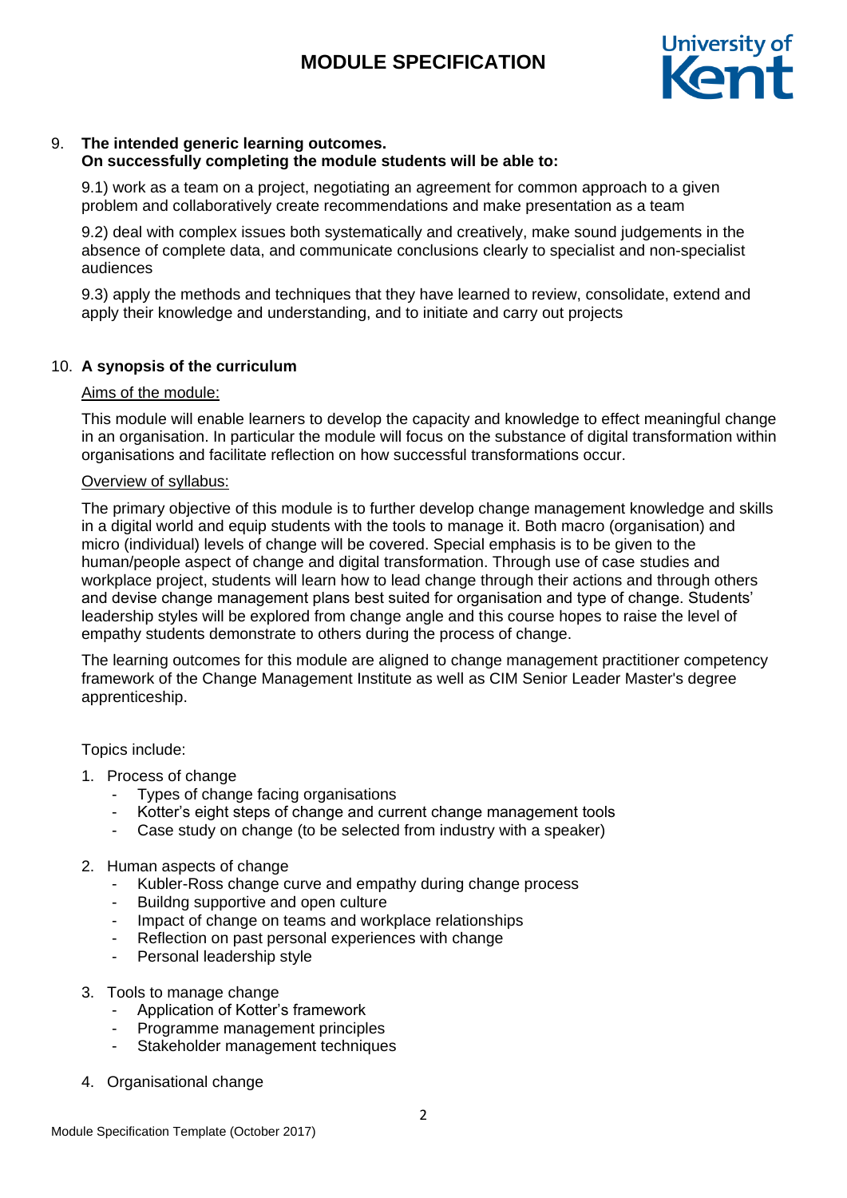9. **The intended generic learning outcomes. On successfully completing the module students will be able to:**

   9.1) work as a team on a project, negotiating an agreement for common approach to a given problem and collaboratively create recommendations and make presentation as a team

   9.2) deal with complex issues both systematically and creatively, make sound judgements in the absence of complete data, and communicate conclusions clearly to specialist and non-specialist audiences

   9.3) apply the methods and techniques that they have learned to review, consolidate, extend and apply their knowledge and understanding, and to initiate and carry out projects

10. **A synopsis of the curriculum**

<u>Aims of the module:</u>

This module will enable learners to develop the capacity and knowledge to effect meaningful change in an organisation. In particular the module will focus on the substance of digital transformation within organisations and facilitate reflection on how successful transformations occur.

<u>Overview of syllabus:</u>

The primary objective of this module is to further develop change management knowledge and skills in a digital world and equip students with the tools to manage it. Both macro (organisation) and micro (individual) levels of change will be covered. Special emphasis is to be given to the human/people aspect of change and digital transformation. Through use of case studies and workplace project, students will learn how to lead change through their actions and through others and devise change management plans best suited for organisation and type of change. Students' leadership styles will be explored from change angle and this course hopes to raise the level of empathy students demonstrate to others during the process of change.

The learning outcomes for this module are aligned to change management practitioner competency framework of the Change Management Institute as well as CIM Senior Leader Master's degree apprenticeship.

Topics include:

1. Process of change
   - Types of change facing organisations
   - Kotter's eight steps of change and current change management tools
   - Case study on change (to be selected from industry with a speaker)

2. Human aspects of change
   - Kubler-Ross change curve and empathy during change process
   - Buildng supportive and open culture
   - Impact of change on teams and workplace relationships
   - Reflection on past personal experiences with change
   - Personal leadership style

3. Tools to manage change
   - Application of Kotter's framework
   - Programme management principles
   - Stakeholder management techniques

4. Organisational change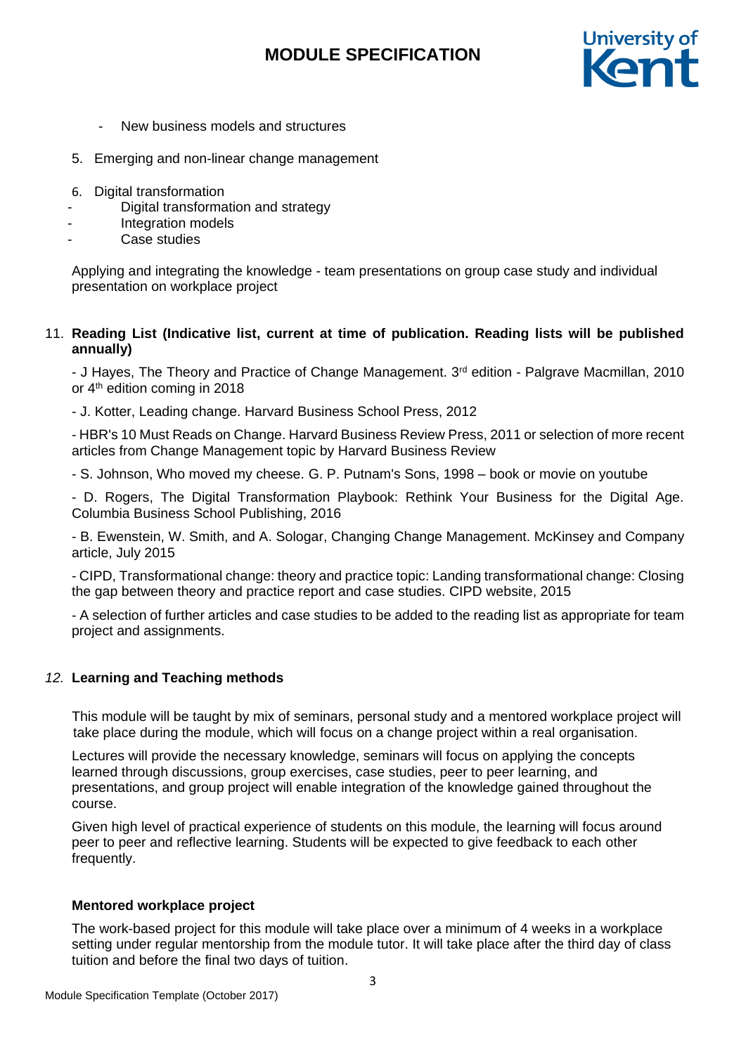- New business models and structures

5. Emerging and non-linear change management

6. Digital transformation
   - Digital transformation and strategy
   - Integration models
   - Case studies

Applying and integrating the knowledge - team presentations on group case study and individual presentation on workplace project

## 11. Reading List (Indicative list, current at time of publication. Reading lists will be published annually)

- J Hayes, The Theory and Practice of Change Management. 3rd edition - Palgrave Macmillan, 2010 or 4th edition coming in 2018

- J. Kotter, Leading change. Harvard Business School Press, 2012

- HBR's 10 Must Reads on Change. Harvard Business Review Press, 2011 or selection of more recent articles from Change Management topic by Harvard Business Review

- S. Johnson, Who moved my cheese. G. P. Putnam's Sons, 1998 – book or movie on youtube

- D. Rogers, The Digital Transformation Playbook: Rethink Your Business for the Digital Age. Columbia Business School Publishing, 2016

- B. Ewenstein, W. Smith, and A. Sologar, Changing Change Management. McKinsey and Company article, July 2015

- CIPD, Transformational change: theory and practice topic: Landing transformational change: Closing the gap between theory and practice report and case studies. CIPD website, 2015

- A selection of further articles and case studies to be added to the reading list as appropriate for team project and assignments.

## *12.* Learning and Teaching methods

This module will be taught by mix of seminars, personal study and a mentored workplace project will take place during the module, which will focus on a change project within a real organisation.

Lectures will provide the necessary knowledge, seminars will focus on applying the concepts learned through discussions, group exercises, case studies, peer to peer learning, and presentations, and group project will enable integration of the knowledge gained throughout the course.

Given high level of practical experience of students on this module, the learning will focus around peer to peer and reflective learning. Students will be expected to give feedback to each other frequently.

### Mentored workplace project

The work-based project for this module will take place over a minimum of 4 weeks in a workplace setting under regular mentorship from the module tutor. It will take place after the third day of class tuition and before the final two days of tuition.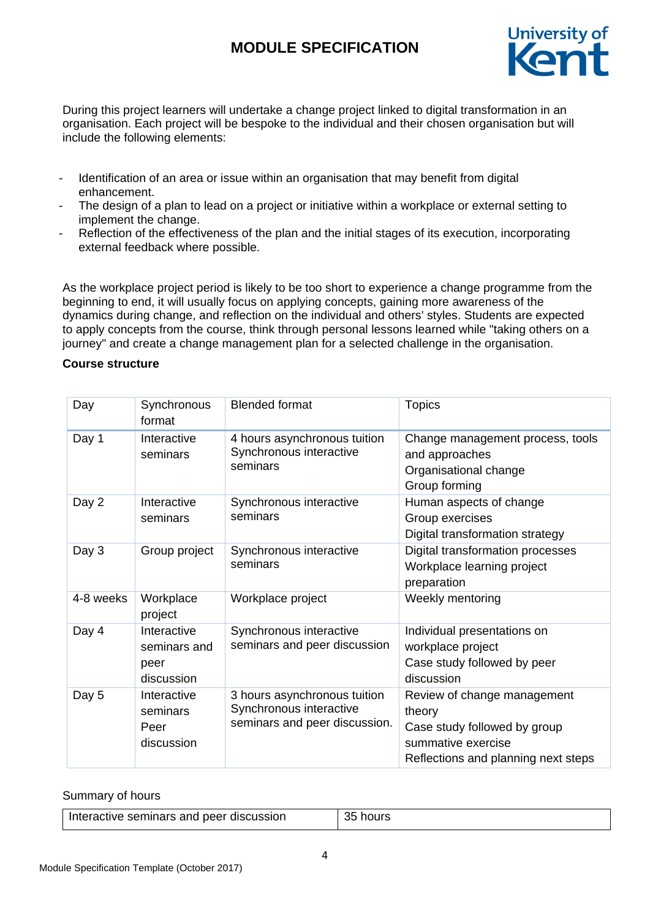During this project learners will undertake a change project linked to digital transformation in an organisation. Each project will be bespoke to the individual and their chosen organisation but will include the following elements:

- Identification of an area or issue within an organisation that may benefit from digital enhancement.
- The design of a plan to lead on a project or initiative within a workplace or external setting to implement the change.
- Reflection of the effectiveness of the plan and the initial stages of its execution, incorporating external feedback where possible.

As the workplace project period is likely to be too short to experience a change programme from the beginning to end, it will usually focus on applying concepts, gaining more awareness of the dynamics during change, and reflection on the individual and others' styles. Students are expected to apply concepts from the course, think through personal lessons learned while "taking others on a journey" and create a change management plan for a selected challenge in the organisation.

**Course structure**

| Day | Synchronous format | Blended format | Topics |
|---|---|---|---|
| Day 1 | Interactive seminars | 4 hours asynchronous tuition<br>Synchronous interactive seminars | Change management process, tools and approaches<br>Organisational change<br>Group forming |
| Day 2 | Interactive seminars | Synchronous interactive seminars | Human aspects of change<br>Group exercises<br>Digital transformation strategy |
| Day 3 | Group project | Synchronous interactive seminars | Digital transformation processes<br>Workplace learning project preparation |
| 4-8 weeks | Workplace project | Workplace project | Weekly mentoring |
| Day 4 | Interactive seminars and peer discussion | Synchronous interactive seminars and peer discussion | Individual presentations on workplace project<br>Case study followed by peer discussion |
| Day 5 | Interactive seminars<br>Peer discussion | 3 hours asynchronous tuition<br>Synchronous interactive seminars and peer discussion. | Review of change management theory<br>Case study followed by group summative exercise<br>Reflections and planning next steps |

Summary of hours

| Interactive seminars and peer discussion | 35 hours |
|---|---|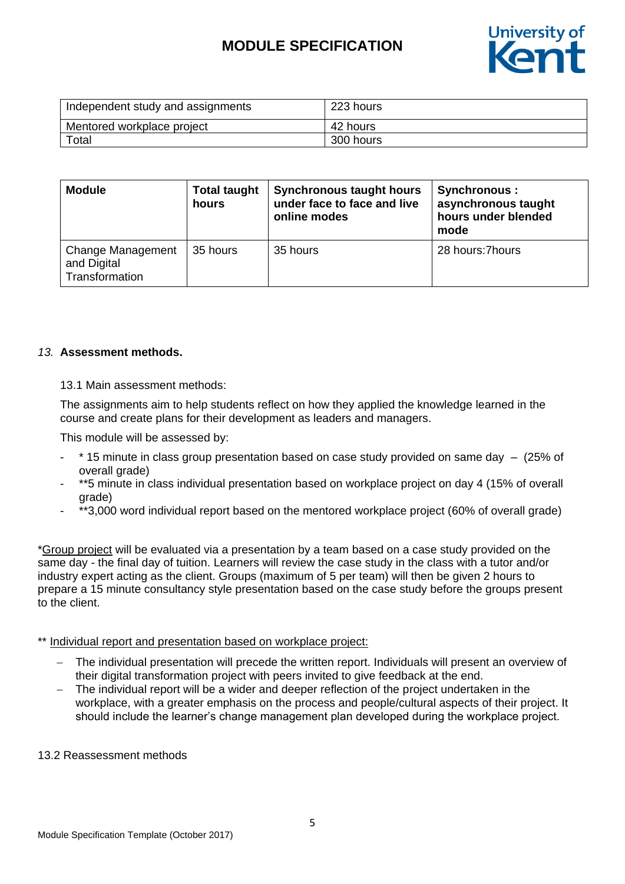| Independent study and assignments | 223 hours |
|---|---|
| Mentored workplace project | 42 hours |
| Total | 300 hours |

| **Module** | **Total taught hours** | **Synchronous taught hours under face to face and live online modes** | **Synchronous : asynchronous taught hours under blended mode** |
|---|---|---|---|
| Change Management and Digital Transformation | 35 hours | 35 hours | 28 hours:7hours |

*13.* **Assessment methods.**

13.1 Main assessment methods:

The assignments aim to help students reflect on how they applied the knowledge learned in the course and create plans for their development as leaders and managers.

This module will be assessed by:

- \* 15 minute in class group presentation based on case study provided on same day – (25% of overall grade)
- \*\*5 minute in class individual presentation based on workplace project on day 4 (15% of overall grade)
- \*\*3,000 word individual report based on the mentored workplace project (60% of overall grade)

\*Group project will be evaluated via a presentation by a team based on a case study provided on the same day - the final day of tuition. Learners will review the case study in the class with a tutor and/or industry expert acting as the client. Groups (maximum of 5 per team) will then be given 2 hours to prepare a 15 minute consultancy style presentation based on the case study before the groups present to the client.

\*\* Individual report and presentation based on workplace project:

- The individual presentation will precede the written report. Individuals will present an overview of their digital transformation project with peers invited to give feedback at the end.
- The individual report will be a wider and deeper reflection of the project undertaken in the workplace, with a greater emphasis on the process and people/cultural aspects of their project. It should include the learner's change management plan developed during the workplace project.

13.2 Reassessment methods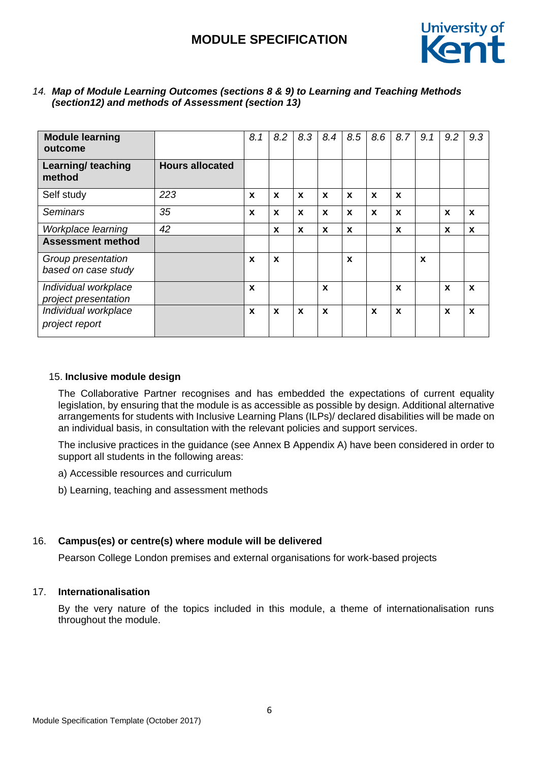*14.* ***Map of Module Learning Outcomes (sections 8 & 9) to Learning and Teaching Methods (section12) and methods of Assessment (section 13)***

| **Module learning outcome** | | *8.1* | *8.2* | *8.3* | *8.4* | *8.5* | *8.6* | *8.7* | *9.1* | *9.2* | *9.3* |
|---|---|---|---|---|---|---|---|---|---|---|---|
| **Learning/ teaching method** | **Hours allocated** | | | | | | | | | | |
| Self study | *223* | **x** | **x** | **x** | **x** | **x** | **x** | **x** | | | |
| *Seminars* | *35* | **x** | **x** | **x** | **x** | **x** | **x** | **x** | | **x** | **x** |
| *Workplace learning* | *42* | | **x** | **x** | **x** | **x** | | **x** | | **x** | **x** |
| **Assessment method** | | | | | | | | | | | |
| *Group presentation based on case study* | | **x** | **x** | | | **x** | | | **x** | | |
| *Individual workplace project presentation* | | **x** | | | **x** | | | **x** | | **x** | **x** |
| *Individual workplace project report* | | **x** | **x** | **x** | **x** | | **x** | **x** | | **x** | **x** |

15. **Inclusive module design**

The Collaborative Partner recognises and has embedded the expectations of current equality legislation, by ensuring that the module is as accessible as possible by design. Additional alternative arrangements for students with Inclusive Learning Plans (ILPs)/ declared disabilities will be made on an individual basis, in consultation with the relevant policies and support services.

The inclusive practices in the guidance (see Annex B Appendix A) have been considered in order to support all students in the following areas:

a) Accessible resources and curriculum

b) Learning, teaching and assessment methods

16. **Campus(es) or centre(s) where module will be delivered**

Pearson College London premises and external organisations for work-based projects

17. **Internationalisation**

By the very nature of the topics included in this module, a theme of internationalisation runs throughout the module.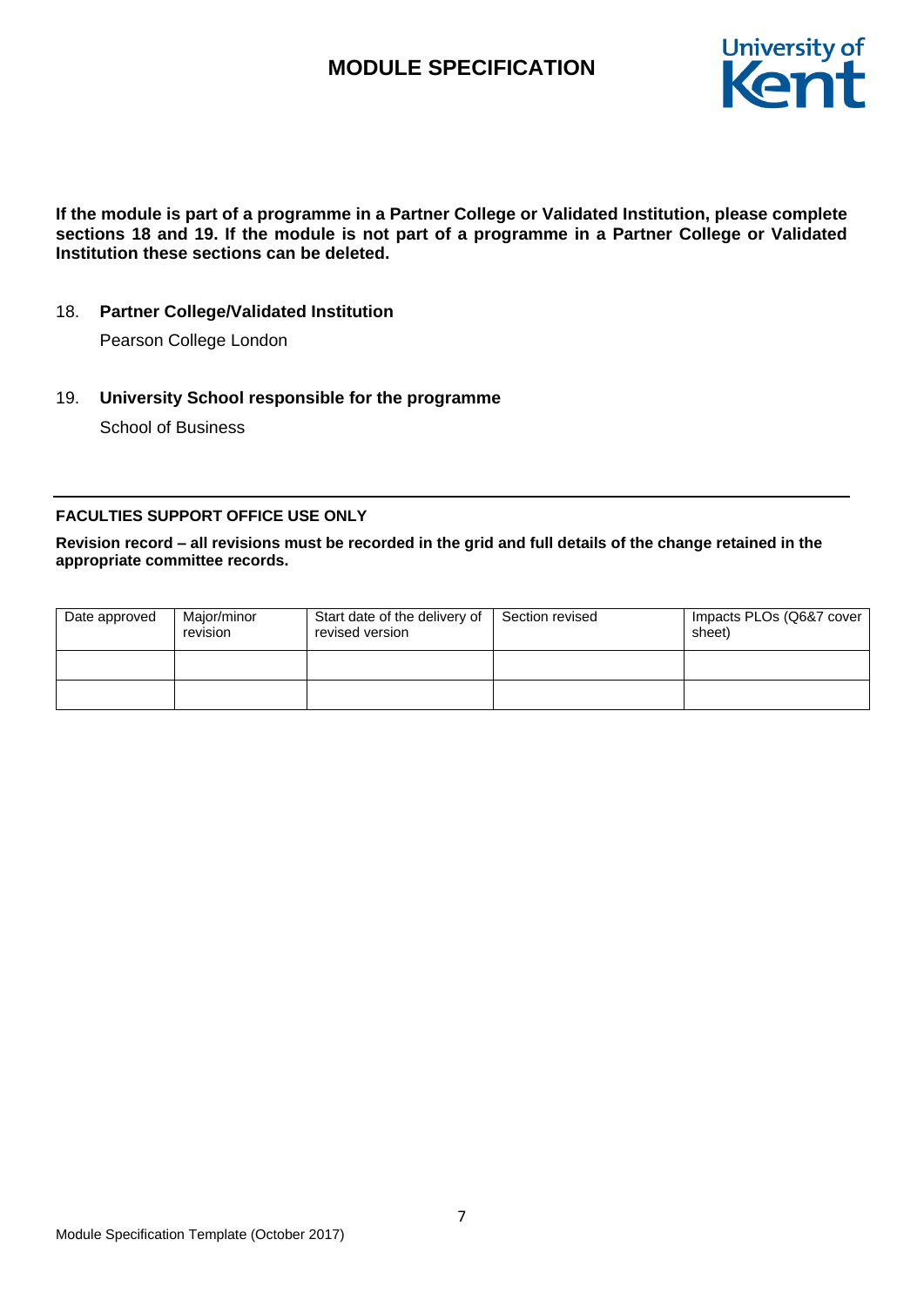**If the module is part of a programme in a Partner College or Validated Institution, please complete sections 18 and 19. If the module is not part of a programme in a Partner College or Validated Institution these sections can be deleted.**

18. **Partner College/Validated Institution**

    Pearson College London

19. **University School responsible for the programme**

    School of Business

---

**FACULTIES SUPPORT OFFICE USE ONLY**

**Revision record – all revisions must be recorded in the grid and full details of the change retained in the appropriate committee records.**

| Date approved | Major/minor revision | Start date of the delivery of revised version | Section revised | Impacts PLOs (Q6&7 cover sheet) |
|---|---|---|---|---|
| | | | | |
| | | | | |